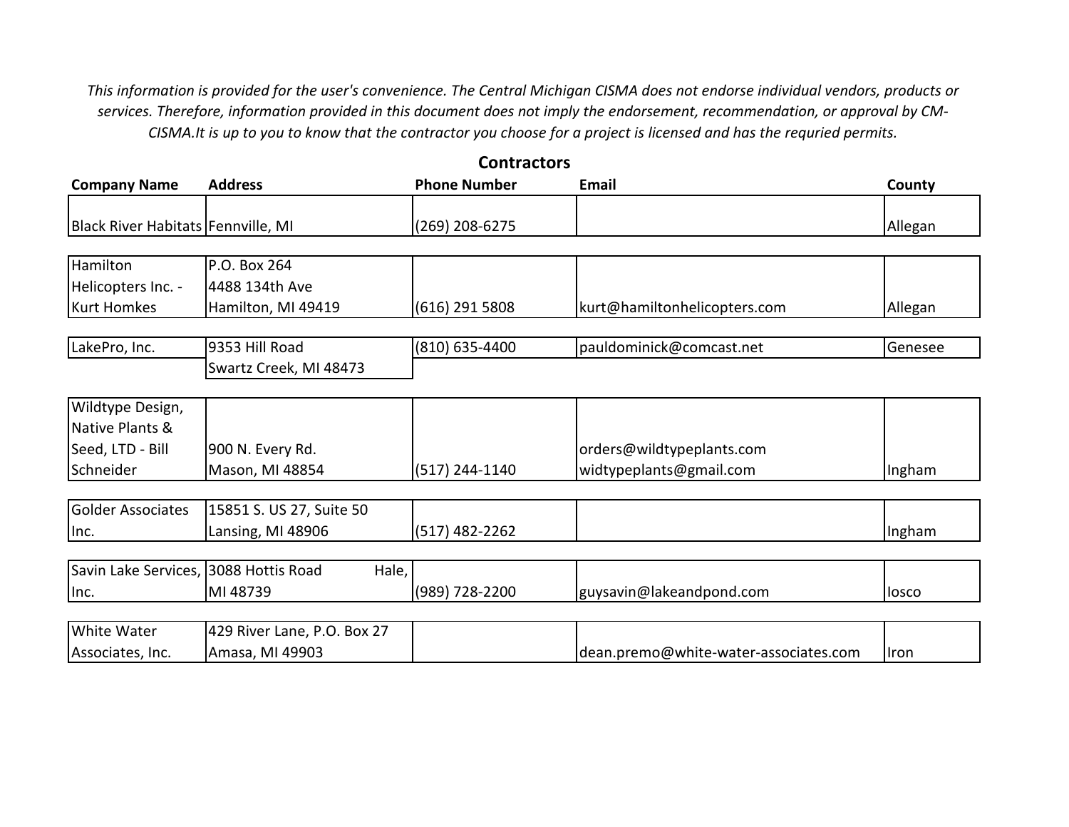*This information is provided for the user's convenience. The Central Michigan CISMA does not endorse individual vendors, products or services. Therefore, information provided in this document does not imply the endorsement, recommendation, or approval by CM-CISMA.It is up to you to know that the contractor you choose for a project is licensed and has the requried permits.*

## Contractors

| Company Name | Address | Phone Number | Email | County |
|---|---|---|---|---|
| Black River Habitats | Fennville, MI | (269) 208-6275 | | Allegan |
| Hamilton Helicopters Inc. - Kurt Homkes | P.O. Box 264<br>4488 134th Ave<br>Hamilton, MI 49419 | (616) 291 5808 | kurt@hamiltonhelicopters.com | Allegan |
| LakePro, Inc. | 9353 Hill Road<br>Swartz Creek, MI 48473 | (810) 635-4400 | pauldominick@comcast.net | Genesee |
| Wildtype Design, Native Plants & Seed, LTD - Bill Schneider | 900 N. Every Rd.<br>Mason, MI 48854 | (517) 244-1140 | orders@wildtypeplants.com<br>widtypeplants@gmail.com | Ingham |
| Golder Associates Inc. | 15851 S. US 27, Suite 50<br>Lansing, MI 48906 | (517) 482-2262 | | Ingham |
| Savin Lake Services, Inc. | 3088 Hottis Road Hale, MI 48739 | (989) 728-2200 | guysavin@lakeandpond.com | Iosco |
| White Water Associates, Inc. | 429 River Lane, P.O. Box 27<br>Amasa, MI 49903 | | dean.premo@white-water-associates.com | Iron |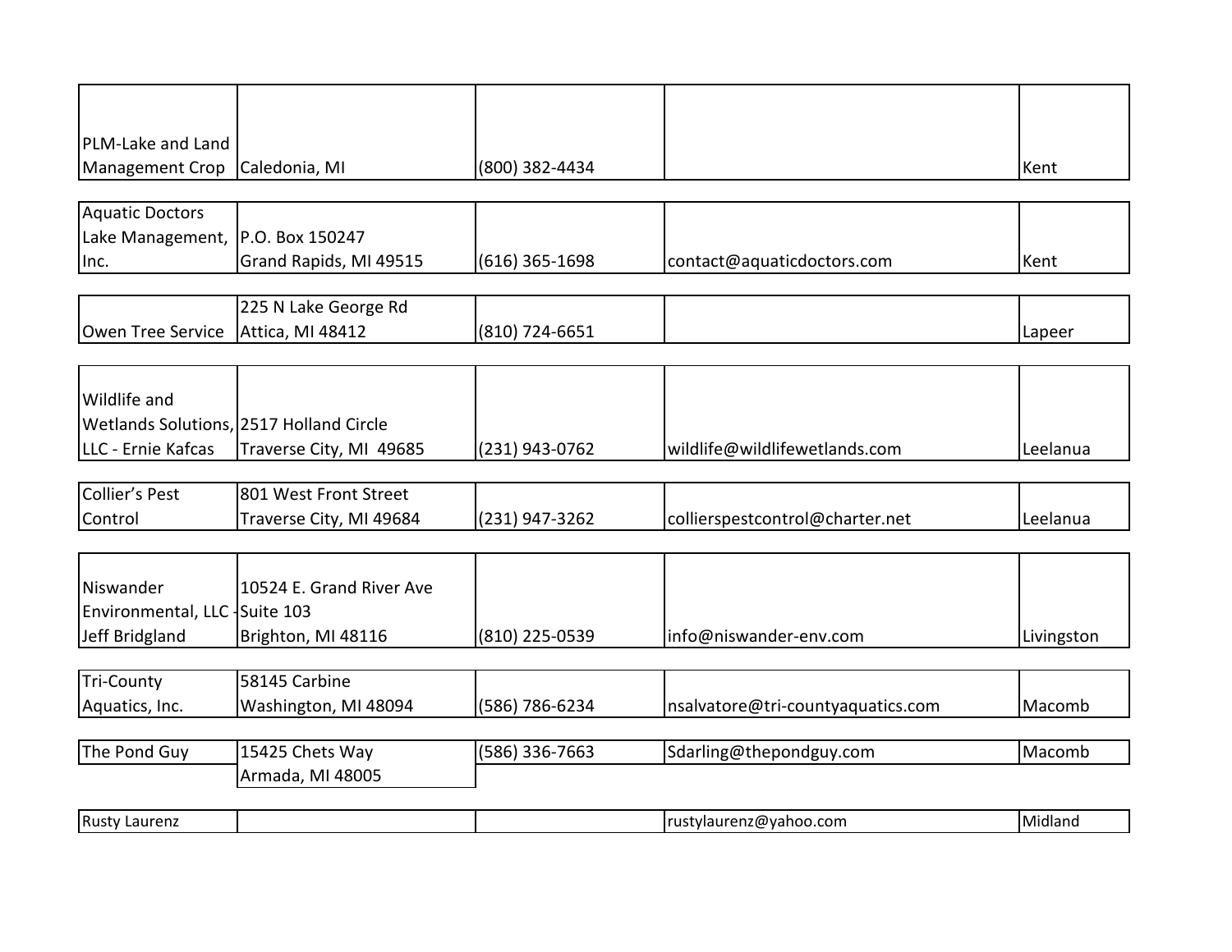| | | | | |
|---|---|---|---|---|
| PLM-Lake and Land Management Crop | Caledonia, MI | (800) 382-4434 | | Kent |
| Aquatic Doctors Lake Management, Inc. | P.O. Box 150247 Grand Rapids, MI 49515 | (616) 365-1698 | contact@aquaticdoctors.com | Kent |
| Owen Tree Service | 225 N Lake George Rd Attica, MI 48412 | (810) 724-6651 | | Lapeer |
| Wildlife and Wetlands Solutions, LLC - Ernie Kafcas | 2517 Holland Circle Traverse City, MI 49685 | (231) 943-0762 | wildlife@wildlifewetlands.com | Leelanua |
| Collier's Pest Control | 801 West Front Street Traverse City, MI 49684 | (231) 947-3262 | collierspestcontrol@charter.net | Leelanua |
| Niswander Environmental, LLC - Jeff Bridgland | 10524 E. Grand River Ave Suite 103 Brighton, MI 48116 | (810) 225-0539 | info@niswander-env.com | Livingston |
| Tri-County Aquatics, Inc. | 58145 Carbine Washington, MI 48094 | (586) 786-6234 | nsalvatore@tri-countyaquatics.com | Macomb |
| The Pond Guy | 15425 Chets Way Armada, MI 48005 | (586) 336-7663 | Sdarling@thepondguy.com | Macomb |
| Rusty Laurenz | | | rustylaurenz@yahoo.com | Midland |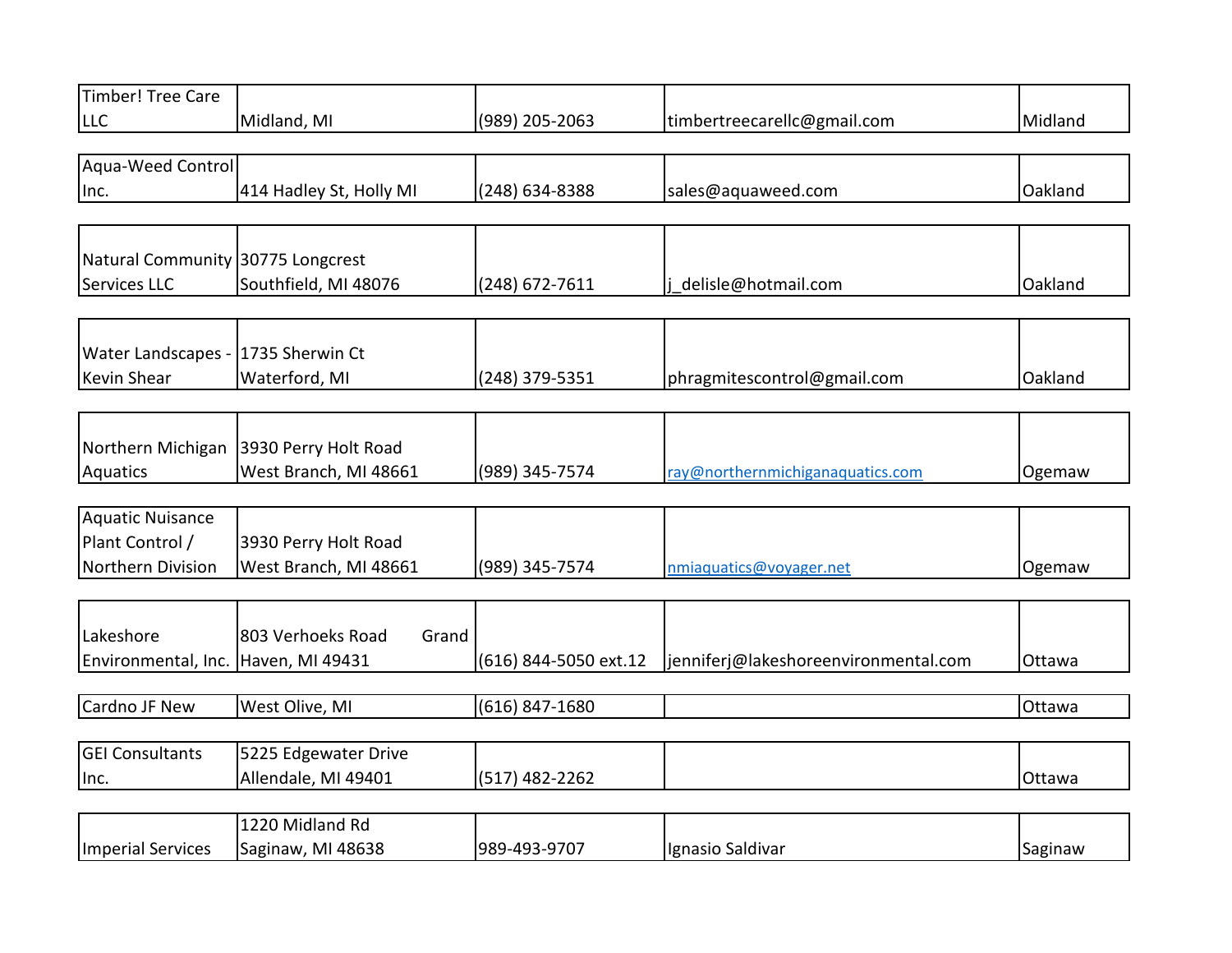| | | | | |
|---|---|---|---|---|
| Timber! Tree Care LLC | Midland, MI | (989) 205-2063 | timbertreecarellc@gmail.com | Midland |
| Aqua-Weed Control Inc. | 414 Hadley St, Holly MI | (248) 634-8388 | sales@aquaweed.com | Oakland |
| Natural Community Services LLC | 30775 Longcrest Southfield, MI 48076 | (248) 672-7611 | j_delisle@hotmail.com | Oakland |
| Water Landscapes - Kevin Shear | 1735 Sherwin Ct Waterford, MI | (248) 379-5351 | phragmitescontrol@gmail.com | Oakland |
| Northern Michigan Aquatics | 3930 Perry Holt Road West Branch, MI 48661 | (989) 345-7574 | ray@northernmichiganaquatics.com | Ogemaw |
| Aquatic Nuisance Plant Control / Northern Division | 3930 Perry Holt Road West Branch, MI 48661 | (989) 345-7574 | nmiaquatics@voyager.net | Ogemaw |
| Lakeshore Environmental, Inc. | 803 Verhoeks Road Grand Haven, MI 49431 | (616) 844-5050 ext.12 | jenniferj@lakeshoreenvironmental.com | Ottawa |
| Cardno JF New | West Olive, MI | (616) 847-1680 | | Ottawa |
| GEI Consultants Inc. | 5225 Edgewater Drive Allendale, MI 49401 | (517) 482-2262 | | Ottawa |
| Imperial Services | 1220 Midland Rd Saginaw, MI 48638 | 989-493-9707 | Ignasio Saldivar | Saginaw |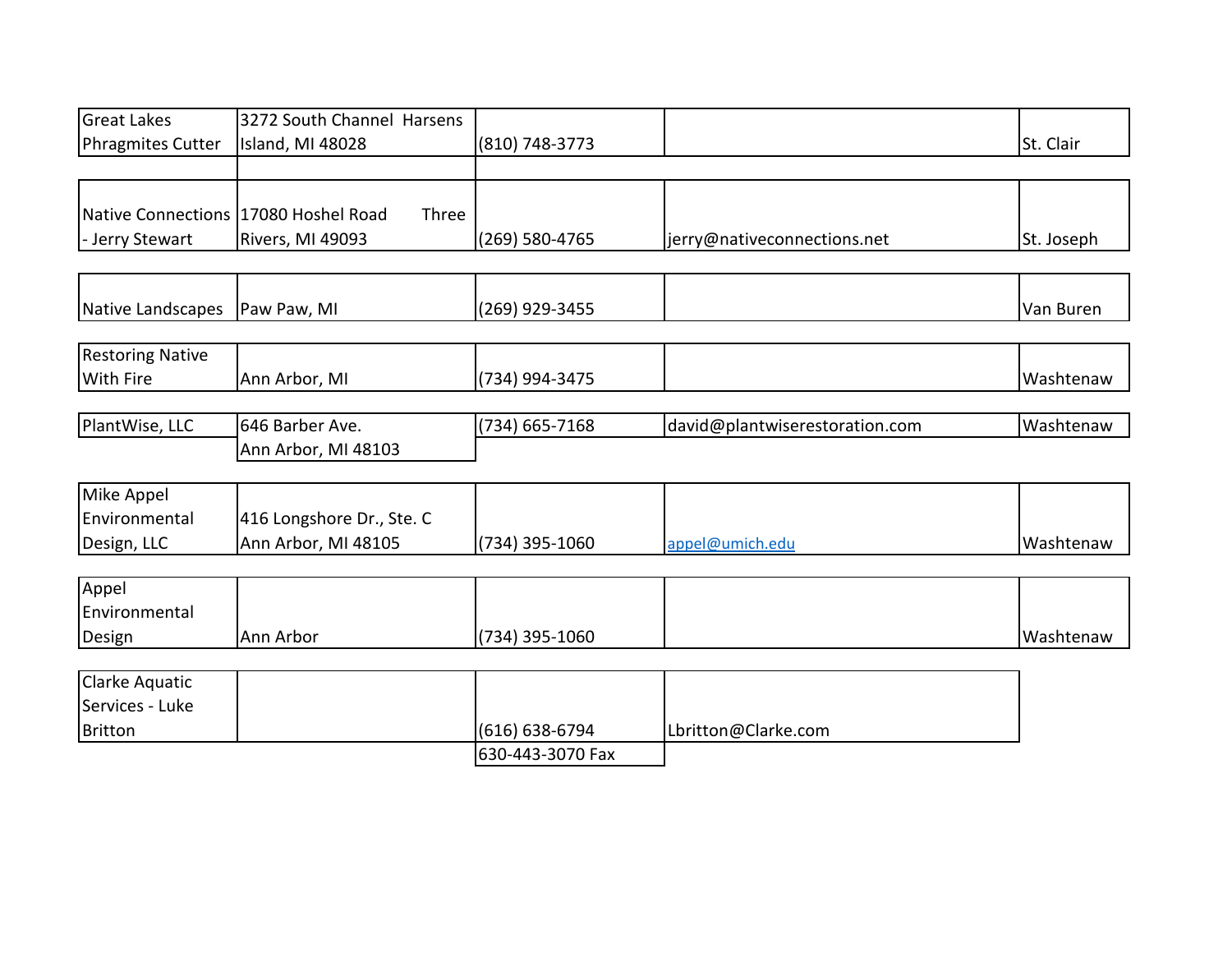| | | | | |
|---|---|---|---|---|
| Great Lakes Phragmites Cutter | 3272 South Channel Harsens Island, MI 48028 | (810) 748-3773 | | St. Clair |
| Native Connections - Jerry Stewart | 17080 Hoshel Road Three Rivers, MI 49093 | (269) 580-4765 | jerry@nativeconnections.net | St. Joseph |
| Native Landscapes | Paw Paw, MI | (269) 929-3455 | | Van Buren |
| Restoring Native With Fire | Ann Arbor, MI | (734) 994-3475 | | Washtenaw |
| PlantWise, LLC | 646 Barber Ave. Ann Arbor, MI 48103 | (734) 665-7168 | david@plantwiserestoration.com | Washtenaw |
| Mike Appel Environmental Design, LLC | 416 Longshore Dr., Ste. C Ann Arbor, MI 48105 | (734) 395-1060 | appel@umich.edu | Washtenaw |
| Appel Environmental Design | Ann Arbor | (734) 395-1060 | | Washtenaw |
| Clarke Aquatic Services - Luke Britton | | (616) 638-6794<br>630-443-3070 Fax | Lbritton@Clarke.com | |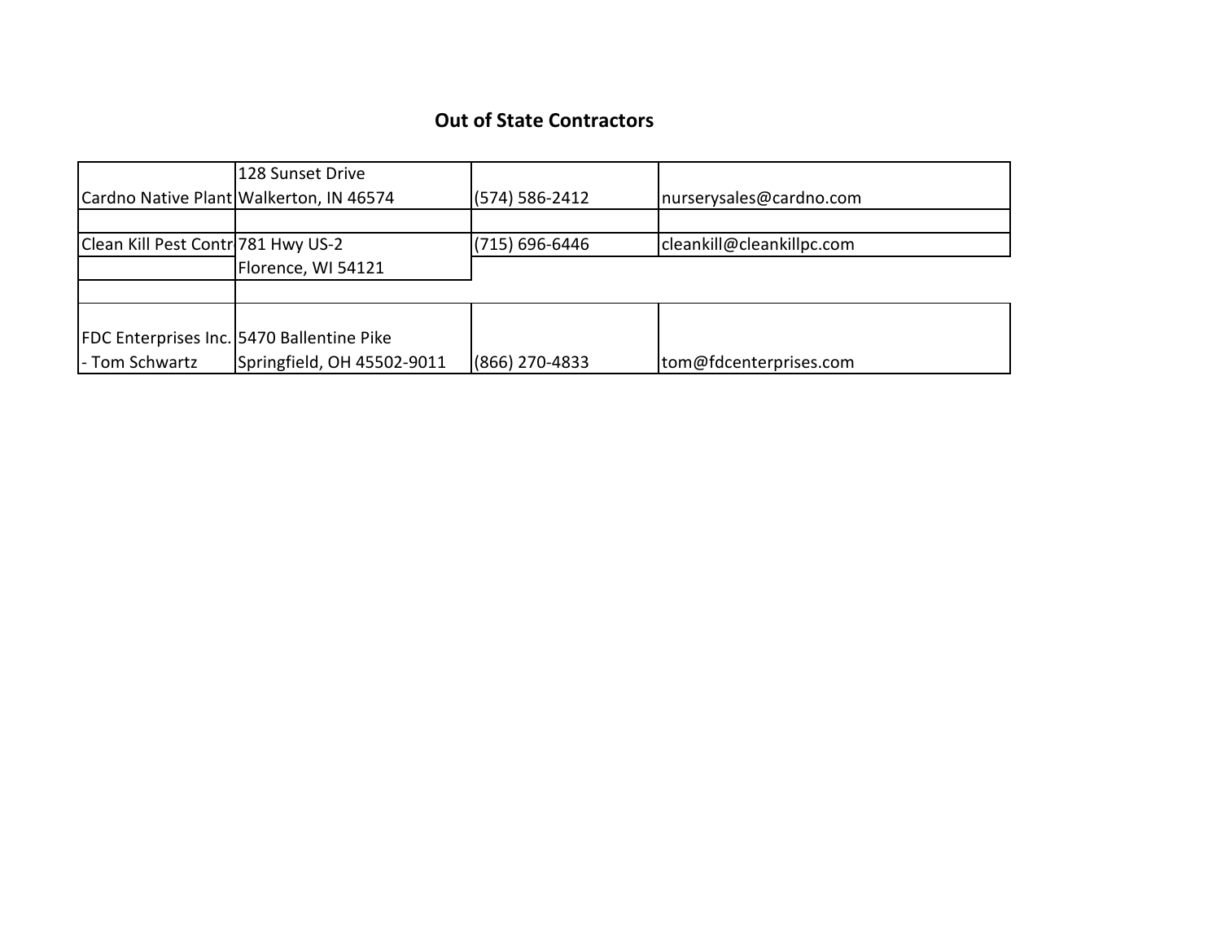## Out of State Contractors

| | | | |
|---|---|---|---|
| Cardno Native Plant | 128 Sunset Drive Walkerton, IN 46574 | (574) 586-2412 | nurserysales@cardno.com |
| | | | |
| Clean Kill Pest Contr | 781 Hwy US-2 Florence, WI 54121 | (715) 696-6446 | cleankill@cleankillpc.com |
| | | | |
| FDC Enterprises Inc. - Tom Schwartz | 5470 Ballentine Pike Springfield, OH 45502-9011 | (866) 270-4833 | tom@fdcenterprises.com |